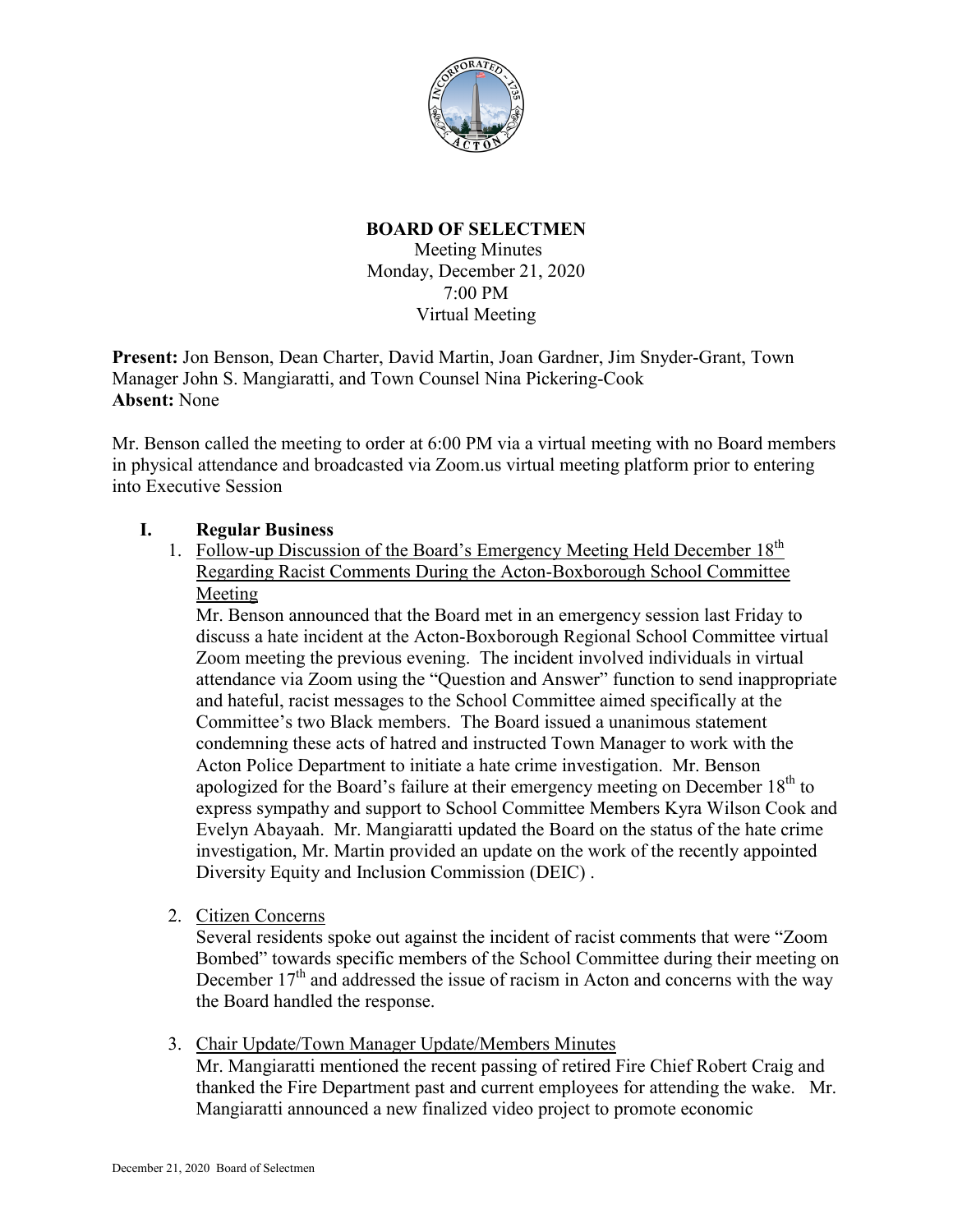# BOARD OF SELECTMEN

Meeting Minutes
Monday, December 21, 2020
7:00 PM
Virtual Meeting

**Present:** Jon Benson, Dean Charter, David Martin, Joan Gardner, Jim Snyder-Grant, Town Manager John S. Mangiaratti, and Town Counsel Nina Pickering-Cook
**Absent:** None

Mr. Benson called the meeting to order at 6:00 PM via a virtual meeting with no Board members in physical attendance and broadcasted via Zoom.us virtual meeting platform prior to entering into Executive Session

## I. Regular Business

1. Follow-up Discussion of the Board's Emergency Meeting Held December 18th Regarding Racist Comments During the Acton-Boxborough School Committee Meeting

   Mr. Benson announced that the Board met in an emergency session last Friday to discuss a hate incident at the Acton-Boxborough Regional School Committee virtual Zoom meeting the previous evening. The incident involved individuals in virtual attendance via Zoom using the "Question and Answer" function to send inappropriate and hateful, racist messages to the School Committee aimed specifically at the Committee's two Black members. The Board issued a unanimous statement condemning these acts of hatred and instructed Town Manager to work with the Acton Police Department to initiate a hate crime investigation. Mr. Benson apologized for the Board's failure at their emergency meeting on December 18th to express sympathy and support to School Committee Members Kyra Wilson Cook and Evelyn Abayaah. Mr. Mangiaratti updated the Board on the status of the hate crime investigation, Mr. Martin provided an update on the work of the recently appointed Diversity Equity and Inclusion Commission (DEIC) .

2. Citizen Concerns

   Several residents spoke out against the incident of racist comments that were "Zoom Bombed" towards specific members of the School Committee during their meeting on December 17th and addressed the issue of racism in Acton and concerns with the way the Board handled the response.

3. Chair Update/Town Manager Update/Members Minutes

   Mr. Mangiaratti mentioned the recent passing of retired Fire Chief Robert Craig and thanked the Fire Department past and current employees for attending the wake. Mr. Mangiaratti announced a new finalized video project to promote economic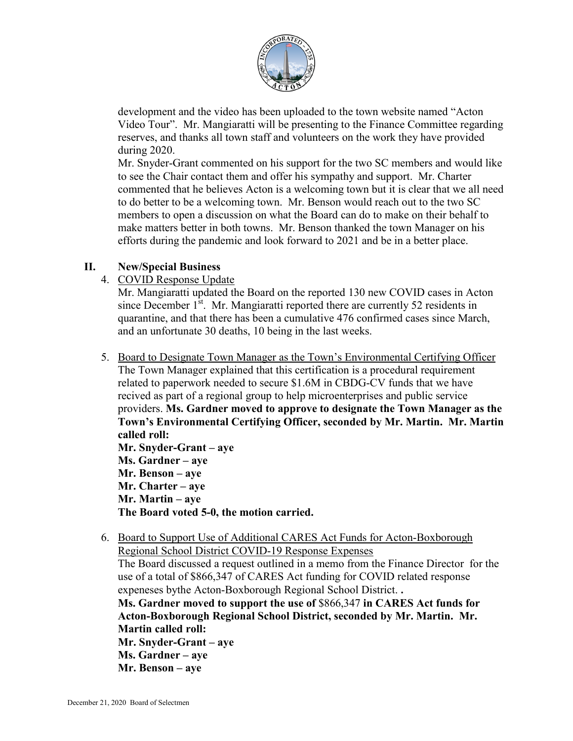development and the video has been uploaded to the town website named "Acton Video Tour". Mr. Mangiaratti will be presenting to the Finance Committee regarding reserves, and thanks all town staff and volunteers on the work they have provided during 2020.

Mr. Snyder-Grant commented on his support for the two SC members and would like to see the Chair contact them and offer his sympathy and support. Mr. Charter commented that he believes Acton is a welcoming town but it is clear that we all need to do better to be a welcoming town. Mr. Benson would reach out to the two SC members to open a discussion on what the Board can do to make on their behalf to make matters better in both towns. Mr. Benson thanked the town Manager on his efforts during the pandemic and look forward to 2021 and be in a better place.

## II. New/Special Business

4. COVID Response Update

   Mr. Mangiaratti updated the Board on the reported 130 new COVID cases in Acton since December 1st. Mr. Mangiaratti reported there are currently 52 residents in quarantine, and that there has been a cumulative 476 confirmed cases since March, and an unfortunate 30 deaths, 10 being in the last weeks.

5. Board to Designate Town Manager as the Town's Environmental Certifying Officer

   The Town Manager explained that this certification is a procedural requirement related to paperwork needed to secure \$1.6M in CBDG-CV funds that we have recived as part of a regional group to help microenterprises and public service providers. **Ms. Gardner moved to approve to designate the Town Manager as the Town's Environmental Certifying Officer, seconded by Mr. Martin. Mr. Martin called roll:**
   **Mr. Snyder-Grant – aye**
   **Ms. Gardner – aye**
   **Mr. Benson – aye**
   **Mr. Charter – aye**
   **Mr. Martin – aye**
   **The Board voted 5-0, the motion carried.**

6. Board to Support Use of Additional CARES Act Funds for Acton-Boxborough Regional School District COVID-19 Response Expenses

   The Board discussed a request outlined in a memo from the Finance Director for the use of a total of \$866,347 of CARES Act funding for COVID related response expeneses bythe Acton-Boxborough Regional School District. **.**
   **Ms. Gardner moved to support the use of** \$866,347 **in CARES Act funds for Acton-Boxborough Regional School District, seconded by Mr. Martin. Mr. Martin called roll:**
   **Mr. Snyder-Grant – aye**
   **Ms. Gardner – aye**
   **Mr. Benson – aye**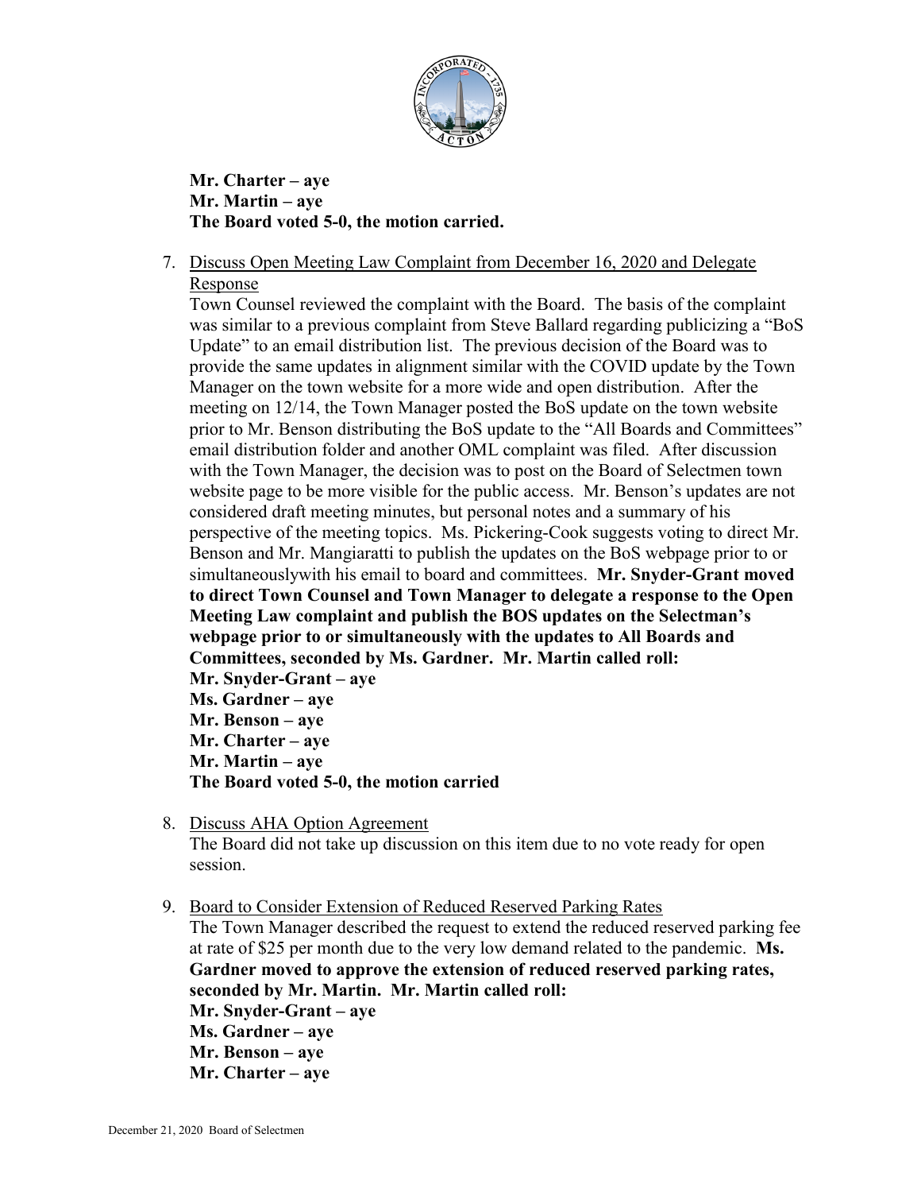**Mr. Charter – aye**
**Mr. Martin – aye**
**The Board voted 5-0, the motion carried.**

7. Discuss Open Meeting Law Complaint from December 16, 2020 and Delegate Response

   Town Counsel reviewed the complaint with the Board. The basis of the complaint was similar to a previous complaint from Steve Ballard regarding publicizing a "BoS Update" to an email distribution list. The previous decision of the Board was to provide the same updates in alignment similar with the COVID update by the Town Manager on the town website for a more wide and open distribution. After the meeting on 12/14, the Town Manager posted the BoS update on the town website prior to Mr. Benson distributing the BoS update to the "All Boards and Committees" email distribution folder and another OML complaint was filed. After discussion with the Town Manager, the decision was to post on the Board of Selectmen town website page to be more visible for the public access. Mr. Benson's updates are not considered draft meeting minutes, but personal notes and a summary of his perspective of the meeting topics. Ms. Pickering-Cook suggests voting to direct Mr. Benson and Mr. Mangiaratti to publish the updates on the BoS webpage prior to or simultaneouslywith his email to board and committees. **Mr. Snyder-Grant moved to direct Town Counsel and Town Manager to delegate a response to the Open Meeting Law complaint and publish the BOS updates on the Selectman's webpage prior to or simultaneously with the updates to All Boards and Committees, seconded by Ms. Gardner. Mr. Martin called roll:**
   **Mr. Snyder-Grant – aye**
   **Ms. Gardner – aye**
   **Mr. Benson – aye**
   **Mr. Charter – aye**
   **Mr. Martin – aye**
   **The Board voted 5-0, the motion carried**

8. Discuss AHA Option Agreement

   The Board did not take up discussion on this item due to no vote ready for open session.

9. Board to Consider Extension of Reduced Reserved Parking Rates

   The Town Manager described the request to extend the reduced reserved parking fee at rate of $25 per month due to the very low demand related to the pandemic. **Ms. Gardner moved to approve the extension of reduced reserved parking rates, seconded by Mr. Martin. Mr. Martin called roll:**
   **Mr. Snyder-Grant – aye**
   **Ms. Gardner – aye**
   **Mr. Benson – aye**
   **Mr. Charter – aye**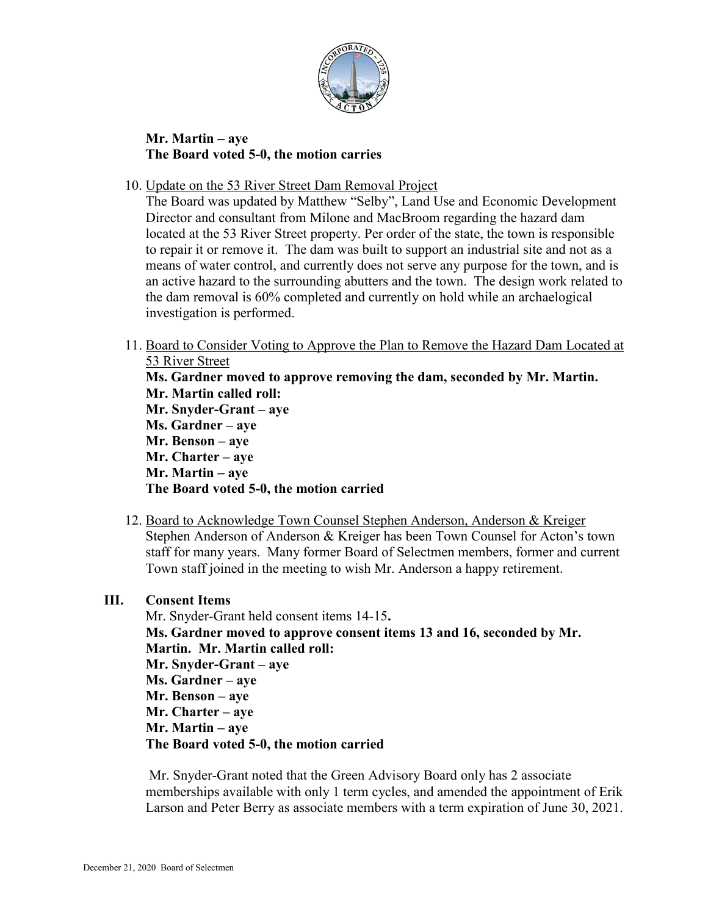**Mr. Martin – aye**
**The Board voted 5-0, the motion carries**

10. Update on the 53 River Street Dam Removal Project
    The Board was updated by Matthew "Selby", Land Use and Economic Development Director and consultant from Milone and MacBroom regarding the hazard dam located at the 53 River Street property. Per order of the state, the town is responsible to repair it or remove it. The dam was built to support an industrial site and not as a means of water control, and currently does not serve any purpose for the town, and is an active hazard to the surrounding abutters and the town. The design work related to the dam removal is 60% completed and currently on hold while an archaelogical investigation is performed.

11. Board to Consider Voting to Approve the Plan to Remove the Hazard Dam Located at 53 River Street
    **Ms. Gardner moved to approve removing the dam, seconded by Mr. Martin.**
    **Mr. Martin called roll:**
    **Mr. Snyder-Grant – aye**
    **Ms. Gardner – aye**
    **Mr. Benson – aye**
    **Mr. Charter – aye**
    **Mr. Martin – aye**
    **The Board voted 5-0, the motion carried**

12. Board to Acknowledge Town Counsel Stephen Anderson, Anderson & Kreiger
    Stephen Anderson of Anderson & Kreiger has been Town Counsel for Acton's town staff for many years. Many former Board of Selectmen members, former and current Town staff joined in the meeting to wish Mr. Anderson a happy retirement.

## III. Consent Items

Mr. Snyder-Grant held consent items 14-15.
**Ms. Gardner moved to approve consent items 13 and 16, seconded by Mr. Martin. Mr. Martin called roll:**
**Mr. Snyder-Grant – aye**
**Ms. Gardner – aye**
**Mr. Benson – aye**
**Mr. Charter – aye**
**Mr. Martin – aye**
**The Board voted 5-0, the motion carried**

Mr. Snyder-Grant noted that the Green Advisory Board only has 2 associate memberships available with only 1 term cycles, and amended the appointment of Erik Larson and Peter Berry as associate members with a term expiration of June 30, 2021.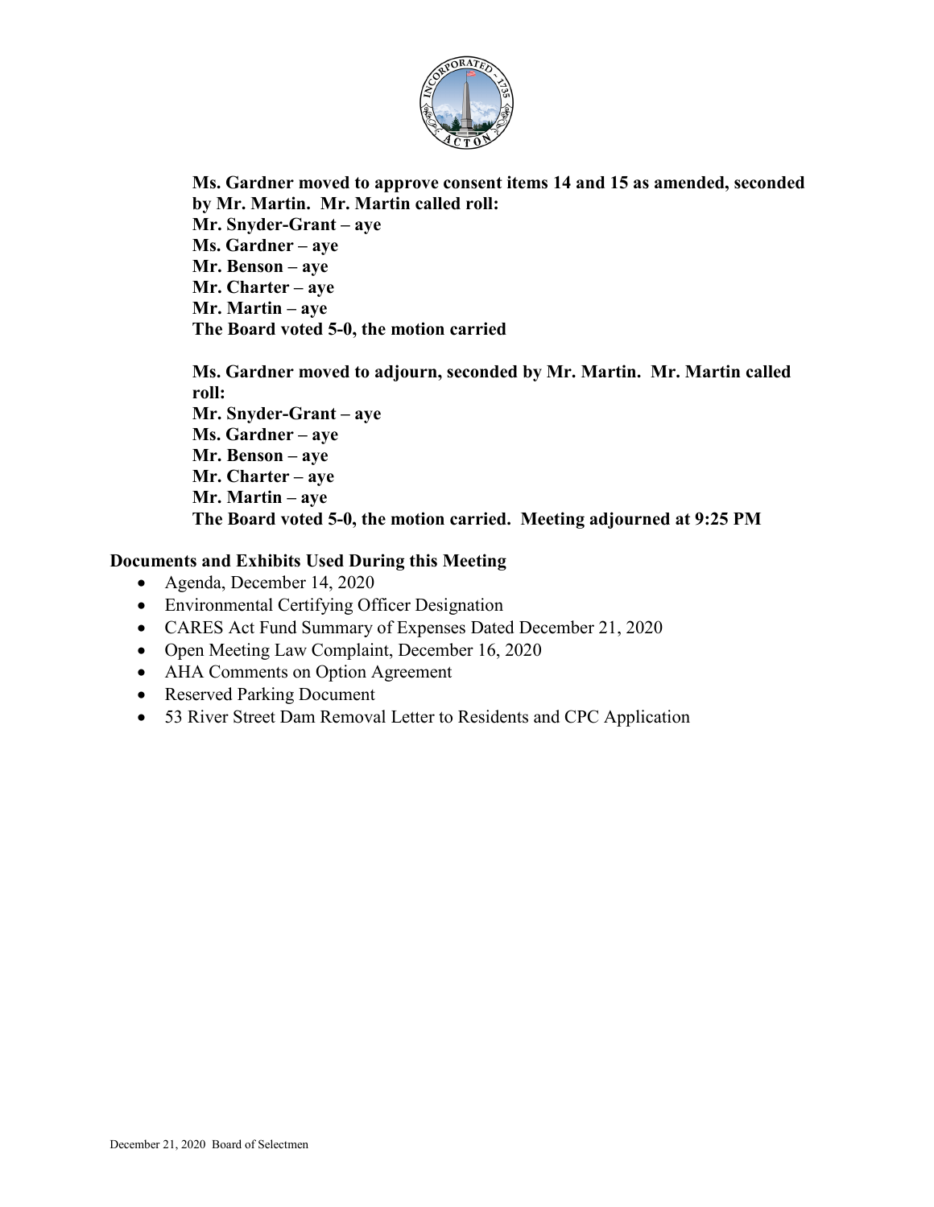**Ms. Gardner moved to approve consent items 14 and 15 as amended, seconded by Mr. Martin. Mr. Martin called roll:**
**Mr. Snyder-Grant – aye**
**Ms. Gardner – aye**
**Mr. Benson – aye**
**Mr. Charter – aye**
**Mr. Martin – aye**
**The Board voted 5-0, the motion carried**

**Ms. Gardner moved to adjourn, seconded by Mr. Martin. Mr. Martin called roll:**
**Mr. Snyder-Grant – aye**
**Ms. Gardner – aye**
**Mr. Benson – aye**
**Mr. Charter – aye**
**Mr. Martin – aye**
**The Board voted 5-0, the motion carried. Meeting adjourned at 9:25 PM**

**Documents and Exhibits Used During this Meeting**

- Agenda, December 14, 2020
- Environmental Certifying Officer Designation
- CARES Act Fund Summary of Expenses Dated December 21, 2020
- Open Meeting Law Complaint, December 16, 2020
- AHA Comments on Option Agreement
- Reserved Parking Document
- 53 River Street Dam Removal Letter to Residents and CPC Application